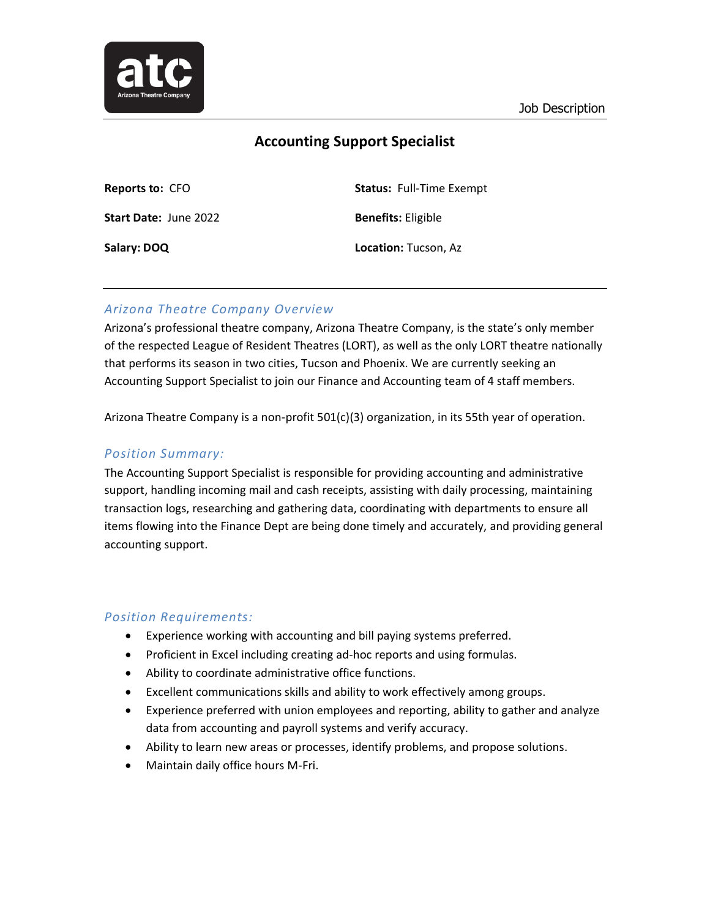Job Description

# Accounting Support Specialist

| | |
|---|---|
| **Reports to:** CFO | **Status:** Full-Time Exempt |
| **Start Date:** June 2022 | **Benefits:** Eligible |
| **Salary: DOQ** | **Location:** Tucson, Az |

## *Arizona Theatre Company Overview*

Arizona's professional theatre company, Arizona Theatre Company, is the state's only member of the respected League of Resident Theatres (LORT), as well as the only LORT theatre nationally that performs its season in two cities, Tucson and Phoenix. We are currently seeking an Accounting Support Specialist to join our Finance and Accounting team of 4 staff members.

Arizona Theatre Company is a non-profit 501(c)(3) organization, in its 55th year of operation.

## *Position Summary:*

The Accounting Support Specialist is responsible for providing accounting and administrative support, handling incoming mail and cash receipts, assisting with daily processing, maintaining transaction logs, researching and gathering data, coordinating with departments to ensure all items flowing into the Finance Dept are being done timely and accurately, and providing general accounting support.

## *Position Requirements:*

- Experience working with accounting and bill paying systems preferred.
- Proficient in Excel including creating ad-hoc reports and using formulas.
- Ability to coordinate administrative office functions.
- Excellent communications skills and ability to work effectively among groups.
- Experience preferred with union employees and reporting, ability to gather and analyze data from accounting and payroll systems and verify accuracy.
- Ability to learn new areas or processes, identify problems, and propose solutions.
- Maintain daily office hours M-Fri.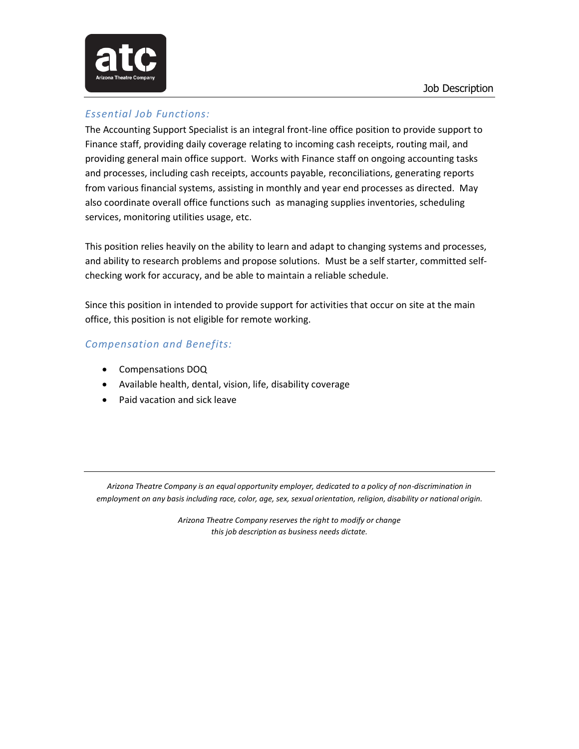### *Essential Job Functions:*

The Accounting Support Specialist is an integral front-line office position to provide support to Finance staff, providing daily coverage relating to incoming cash receipts, routing mail, and providing general main office support. Works with Finance staff on ongoing accounting tasks and processes, including cash receipts, accounts payable, reconciliations, generating reports from various financial systems, assisting in monthly and year end processes as directed. May also coordinate overall office functions such as managing supplies inventories, scheduling services, monitoring utilities usage, etc.

This position relies heavily on the ability to learn and adapt to changing systems and processes, and ability to research problems and propose solutions. Must be a self starter, committed self-checking work for accuracy, and be able to maintain a reliable schedule.

Since this position in intended to provide support for activities that occur on site at the main office, this position is not eligible for remote working.

### *Compensation and Benefits:*

- Compensations DOQ
- Available health, dental, vision, life, disability coverage
- Paid vacation and sick leave

---

*Arizona Theatre Company is an equal opportunity employer, dedicated to a policy of non-discrimination in employment on any basis including race, color, age, sex, sexual orientation, religion, disability or national origin.*

*Arizona Theatre Company reserves the right to modify or change this job description as business needs dictate.*